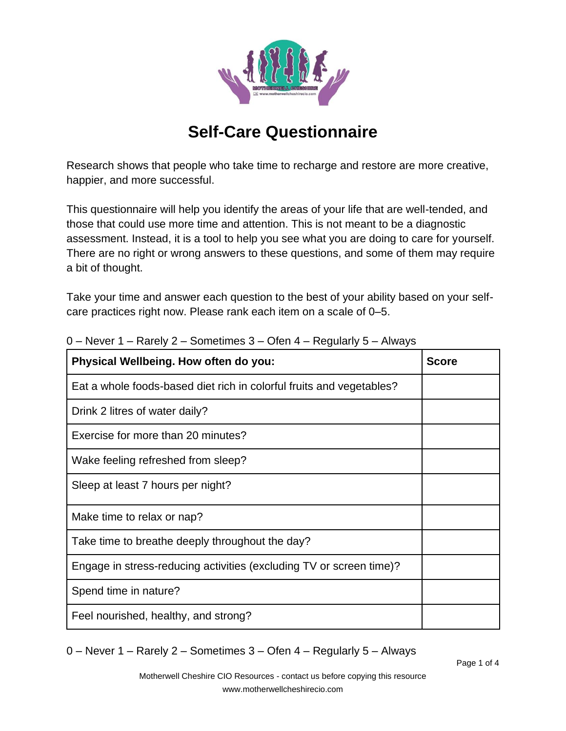# Self-Care Questionnaire

Research shows that people who take time to recharge and restore are more creative, happier, and more successful.

This questionnaire will help you identify the areas of your life that are well-tended, and those that could use more time and attention. This is not meant to be a diagnostic assessment. Instead, it is a tool to help you see what you are doing to care for yourself. There are no right or wrong answers to these questions, and some of them may require a bit of thought.

Take your time and answer each question to the best of your ability based on your self-care practices right now. Please rank each item on a scale of 0–5.

0 – Never 1 – Rarely 2 – Sometimes 3 – Ofen 4 – Regularly 5 – Always

| **Physical Wellbeing. How often do you:** | **Score** |
|---|---|
| Eat a whole foods-based diet rich in colorful fruits and vegetables? | |
| Drink 2 litres of water daily? | |
| Exercise for more than 20 minutes? | |
| Wake feeling refreshed from sleep? | |
| Sleep at least 7 hours per night? | |
| Make time to relax or nap? | |
| Take time to breathe deeply throughout the day? | |
| Engage in stress-reducing activities (excluding TV or screen time)? | |
| Spend time in nature? | |
| Feel nourished, healthy, and strong? | |

0 – Never 1 – Rarely 2 – Sometimes 3 – Ofen 4 – Regularly 5 – Always

Motherwell Cheshire CIO Resources - contact us before copying this resource
www.motherwellcheshirecio.com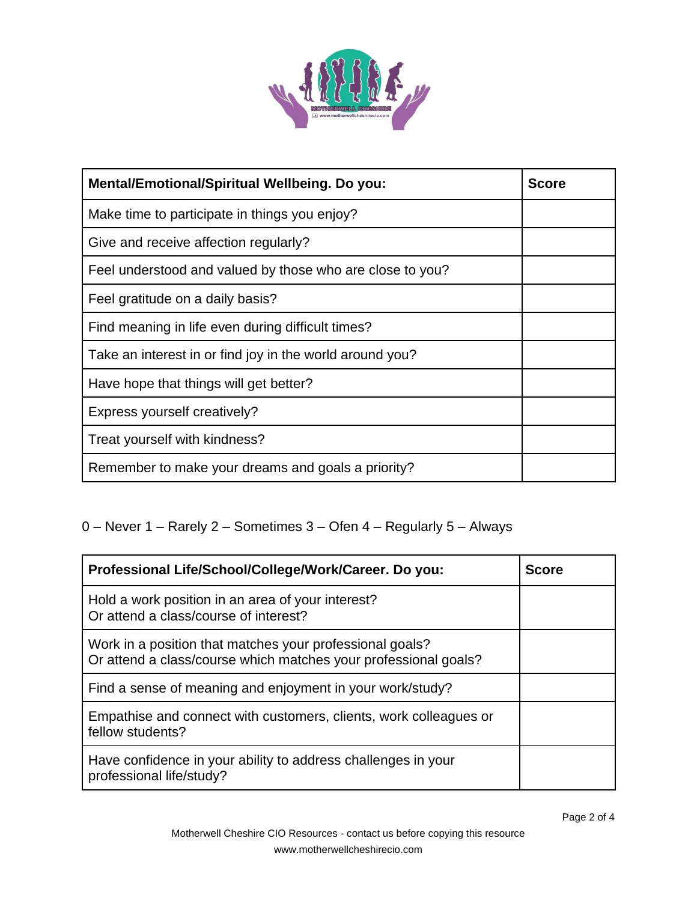| Mental/Emotional/Spiritual Wellbeing. Do you: | Score |
| --- | --- |
| Make time to participate in things you enjoy? | |
| Give and receive affection regularly? | |
| Feel understood and valued by those who are close to you? | |
| Feel gratitude on a daily basis? | |
| Find meaning in life even during difficult times? | |
| Take an interest in or find joy in the world around you? | |
| Have hope that things will get better? | |
| Express yourself creatively? | |
| Treat yourself with kindness? | |
| Remember to make your dreams and goals a priority? | |

0 – Never 1 – Rarely 2 – Sometimes 3 – Ofen 4 – Regularly 5 – Always

| Professional Life/School/College/Work/Career. Do you: | Score |
| --- | --- |
| Hold a work position in an area of your interest? Or attend a class/course of interest? | |
| Work in a position that matches your professional goals? Or attend a class/course which matches your professional goals? | |
| Find a sense of meaning and enjoyment in your work/study? | |
| Empathise and connect with customers, clients, work colleagues or fellow students? | |
| Have confidence in your ability to address challenges in your professional life/study? | |

Motherwell Cheshire CIO Resources - contact us before copying this resource
www.motherwellcheshirecio.com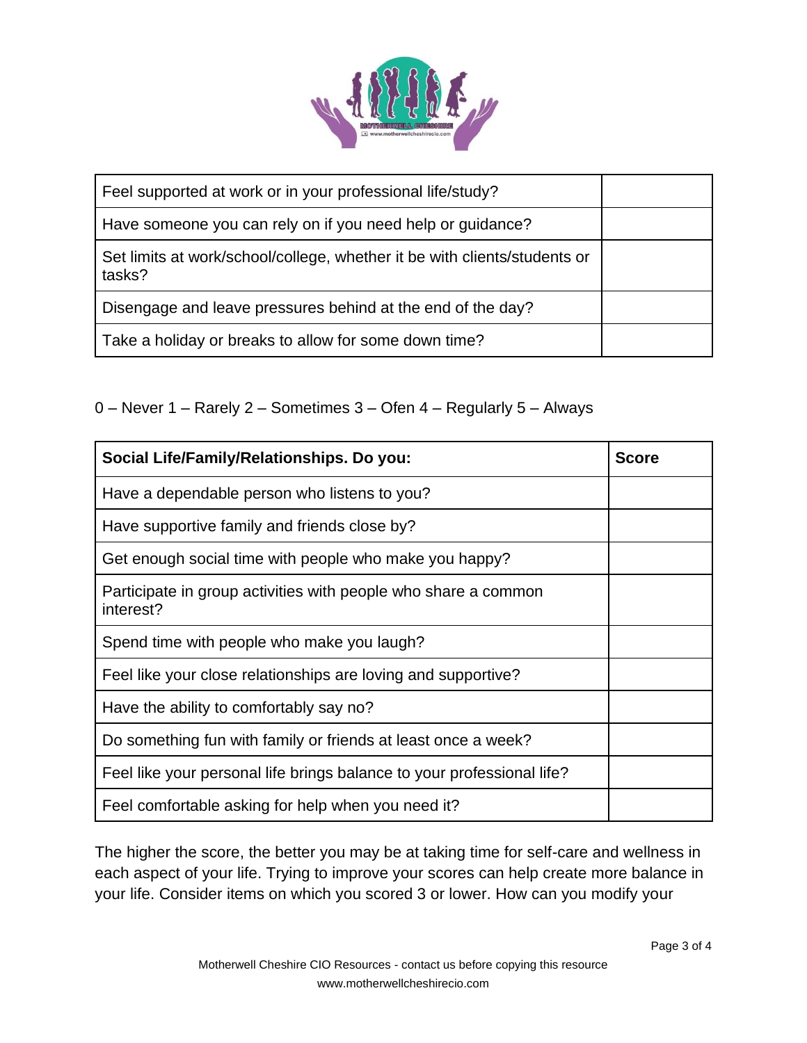| | |
|---|---|
| Feel supported at work or in your professional life/study? | |
| Have someone you can rely on if you need help or guidance? | |
| Set limits at work/school/college, whether it be with clients/students or tasks? | |
| Disengage and leave pressures behind at the end of the day? | |
| Take a holiday or breaks to allow for some down time? | |

0 – Never 1 – Rarely 2 – Sometimes 3 – Ofen 4 – Regularly 5 – Always

| **Social Life/Family/Relationships. Do you:** | **Score** |
|---|---|
| Have a dependable person who listens to you? | |
| Have supportive family and friends close by? | |
| Get enough social time with people who make you happy? | |
| Participate in group activities with people who share a common interest? | |
| Spend time with people who make you laugh? | |
| Feel like your close relationships are loving and supportive? | |
| Have the ability to comfortably say no? | |
| Do something fun with family or friends at least once a week? | |
| Feel like your personal life brings balance to your professional life? | |
| Feel comfortable asking for help when you need it? | |

The higher the score, the better you may be at taking time for self-care and wellness in each aspect of your life. Trying to improve your scores can help create more balance in your life. Consider items on which you scored 3 or lower. How can you modify your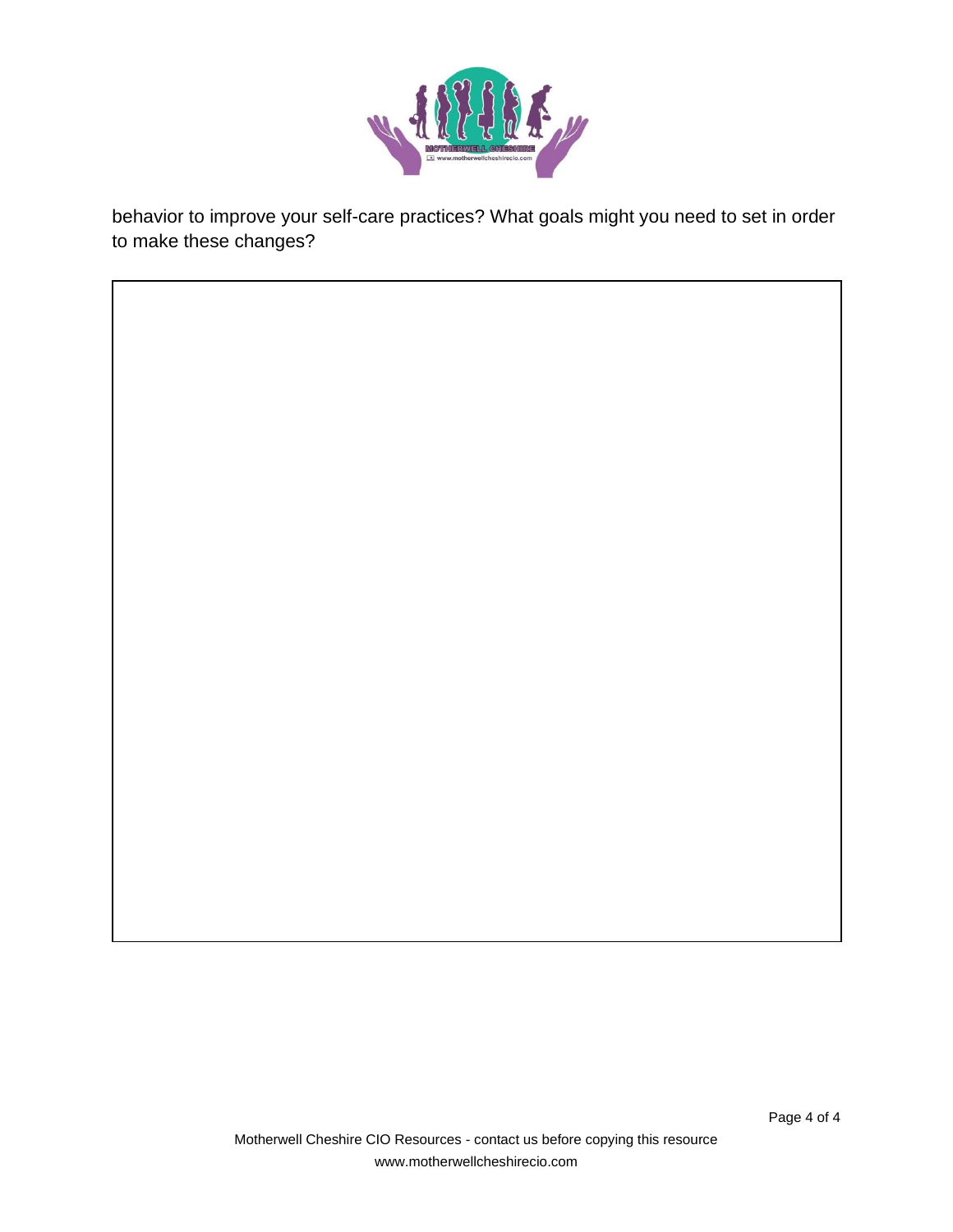behavior to improve your self-care practices? What goals might you need to set in order to make these changes?